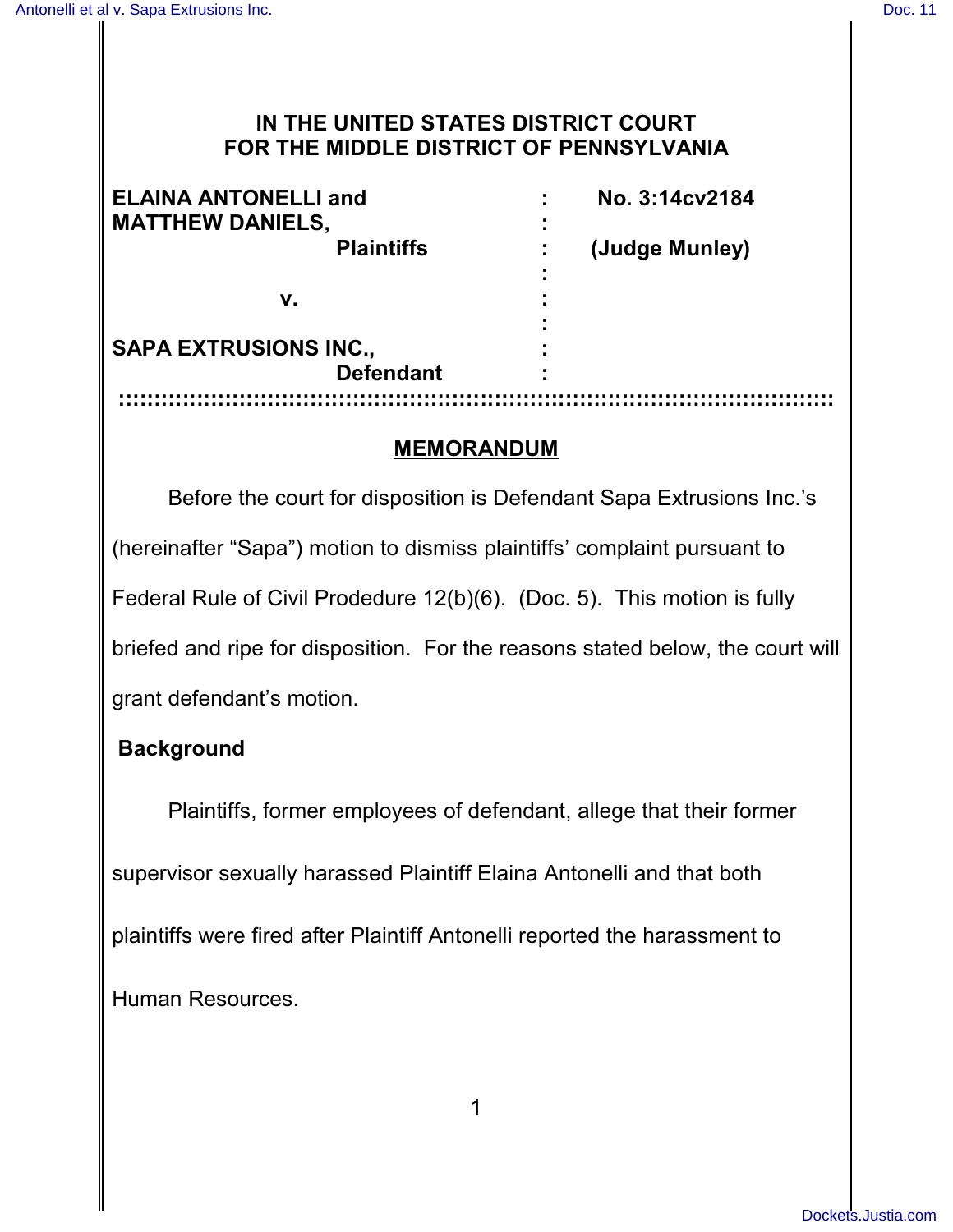# IN THE UNITED STATES DISTRICT COURT FOR THE MIDDLE DISTRICT OF PENNSYLVANIA

| | | |
|---|---|---|
| **ELAINA ANTONELLI and MATTHEW DANIELS,** | : | **No. 3:14cv2184** |
| **Plaintiffs** | : | **(Judge Munley)** |
| **v.** | : | |
| **SAPA EXTRUSIONS INC.,** | : | |
| **Defendant** | : | |

## MEMORANDUM

Before the court for disposition is Defendant Sapa Extrusions Inc.'s (hereinafter "Sapa") motion to dismiss plaintiffs' complaint pursuant to Federal Rule of Civil Prodedure 12(b)(6). (Doc. 5). This motion is fully briefed and ripe for disposition. For the reasons stated below, the court will grant defendant's motion.

### Background

Plaintiffs, former employees of defendant, allege that their former supervisor sexually harassed Plaintiff Elaina Antonelli and that both plaintiffs were fired after Plaintiff Antonelli reported the harassment to Human Resources.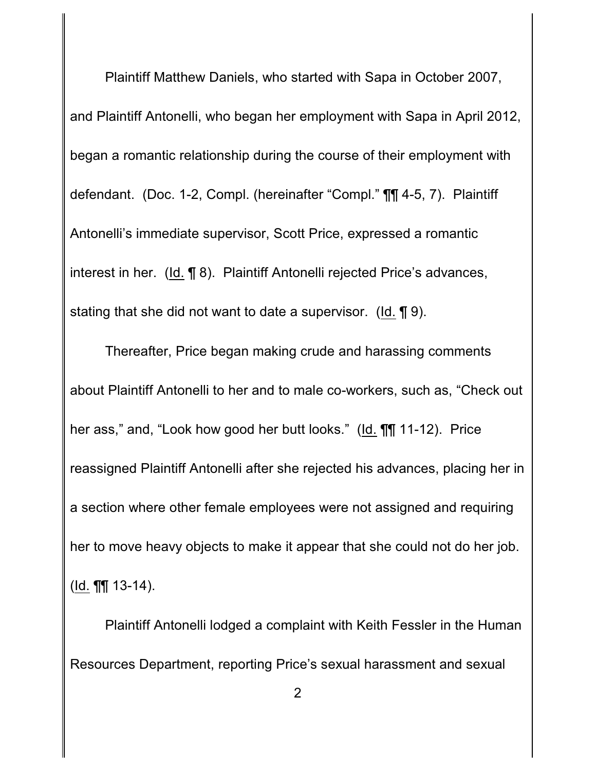Plaintiff Matthew Daniels, who started with Sapa in October 2007, and Plaintiff Antonelli, who began her employment with Sapa in April 2012, began a romantic relationship during the course of their employment with defendant. (Doc. 1-2, Compl. (hereinafter "Compl." ¶¶ 4-5, 7). Plaintiff Antonelli's immediate supervisor, Scott Price, expressed a romantic interest in her. (Id. ¶ 8). Plaintiff Antonelli rejected Price's advances, stating that she did not want to date a supervisor. (Id. ¶ 9).

Thereafter, Price began making crude and harassing comments about Plaintiff Antonelli to her and to male co-workers, such as, "Check out her ass," and, "Look how good her butt looks." (Id. ¶¶ 11-12). Price reassigned Plaintiff Antonelli after she rejected his advances, placing her in a section where other female employees were not assigned and requiring her to move heavy objects to make it appear that she could not do her job. (Id. ¶¶ 13-14).

Plaintiff Antonelli lodged a complaint with Keith Fessler in the Human Resources Department, reporting Price's sexual harassment and sexual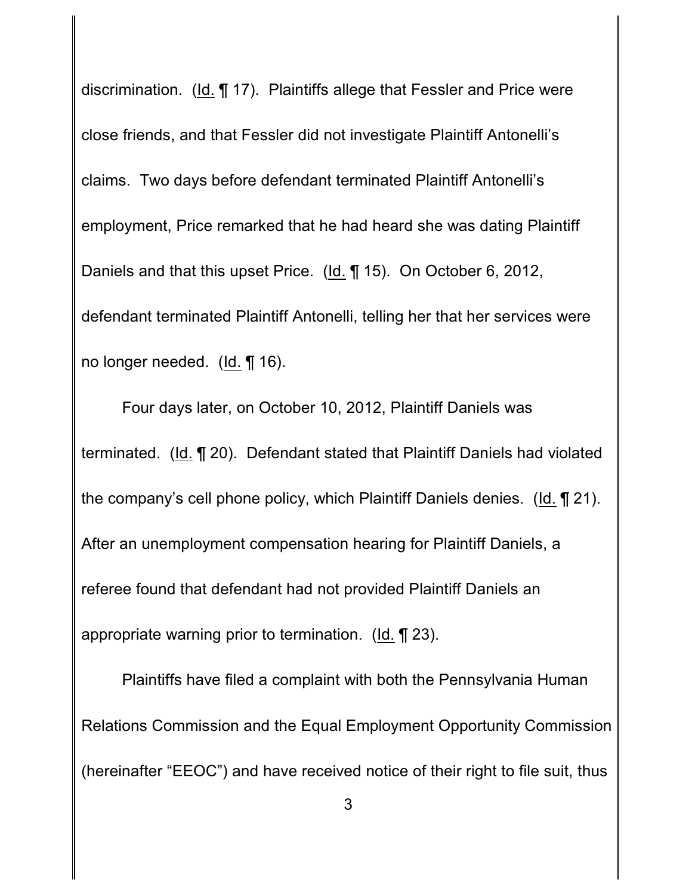discrimination. (Id. ¶ 17). Plaintiffs allege that Fessler and Price were close friends, and that Fessler did not investigate Plaintiff Antonelli's claims. Two days before defendant terminated Plaintiff Antonelli's employment, Price remarked that he had heard she was dating Plaintiff Daniels and that this upset Price. (Id. ¶ 15). On October 6, 2012, defendant terminated Plaintiff Antonelli, telling her that her services were no longer needed. (Id. ¶ 16).

Four days later, on October 10, 2012, Plaintiff Daniels was terminated. (Id. ¶ 20). Defendant stated that Plaintiff Daniels had violated the company's cell phone policy, which Plaintiff Daniels denies. (Id. ¶ 21). After an unemployment compensation hearing for Plaintiff Daniels, a referee found that defendant had not provided Plaintiff Daniels an appropriate warning prior to termination. (Id. ¶ 23).

Plaintiffs have filed a complaint with both the Pennsylvania Human Relations Commission and the Equal Employment Opportunity Commission (hereinafter "EEOC") and have received notice of their right to file suit, thus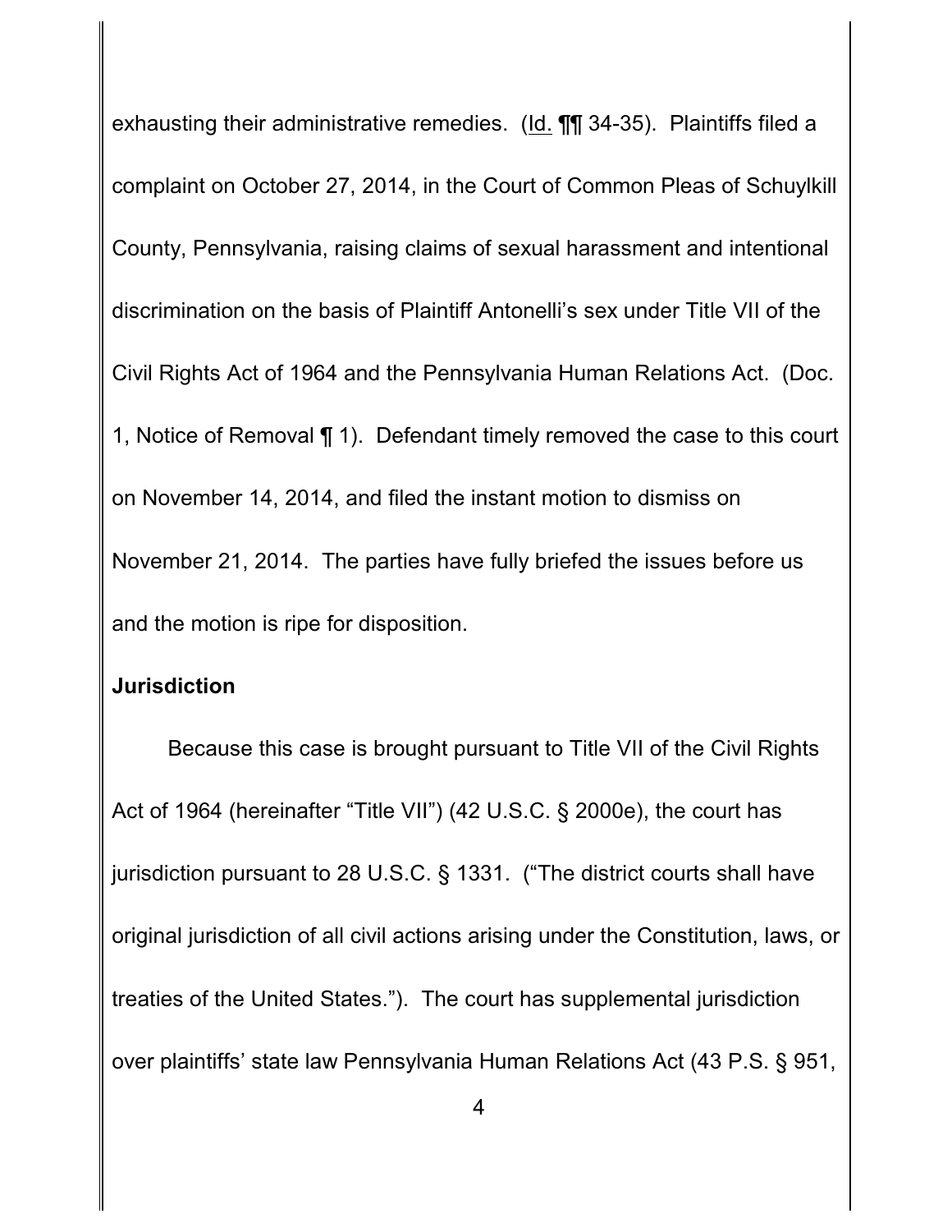exhausting their administrative remedies. (Id. ¶¶ 34-35). Plaintiffs filed a complaint on October 27, 2014, in the Court of Common Pleas of Schuylkill County, Pennsylvania, raising claims of sexual harassment and intentional discrimination on the basis of Plaintiff Antonelli's sex under Title VII of the Civil Rights Act of 1964 and the Pennsylvania Human Relations Act. (Doc. 1, Notice of Removal ¶ 1). Defendant timely removed the case to this court on November 14, 2014, and filed the instant motion to dismiss on November 21, 2014. The parties have fully briefed the issues before us and the motion is ripe for disposition.

**Jurisdiction**

Because this case is brought pursuant to Title VII of the Civil Rights Act of 1964 (hereinafter "Title VII") (42 U.S.C. § 2000e), the court has jurisdiction pursuant to 28 U.S.C. § 1331. ("The district courts shall have original jurisdiction of all civil actions arising under the Constitution, laws, or treaties of the United States."). The court has supplemental jurisdiction over plaintiffs' state law Pennsylvania Human Relations Act (43 P.S. § 951,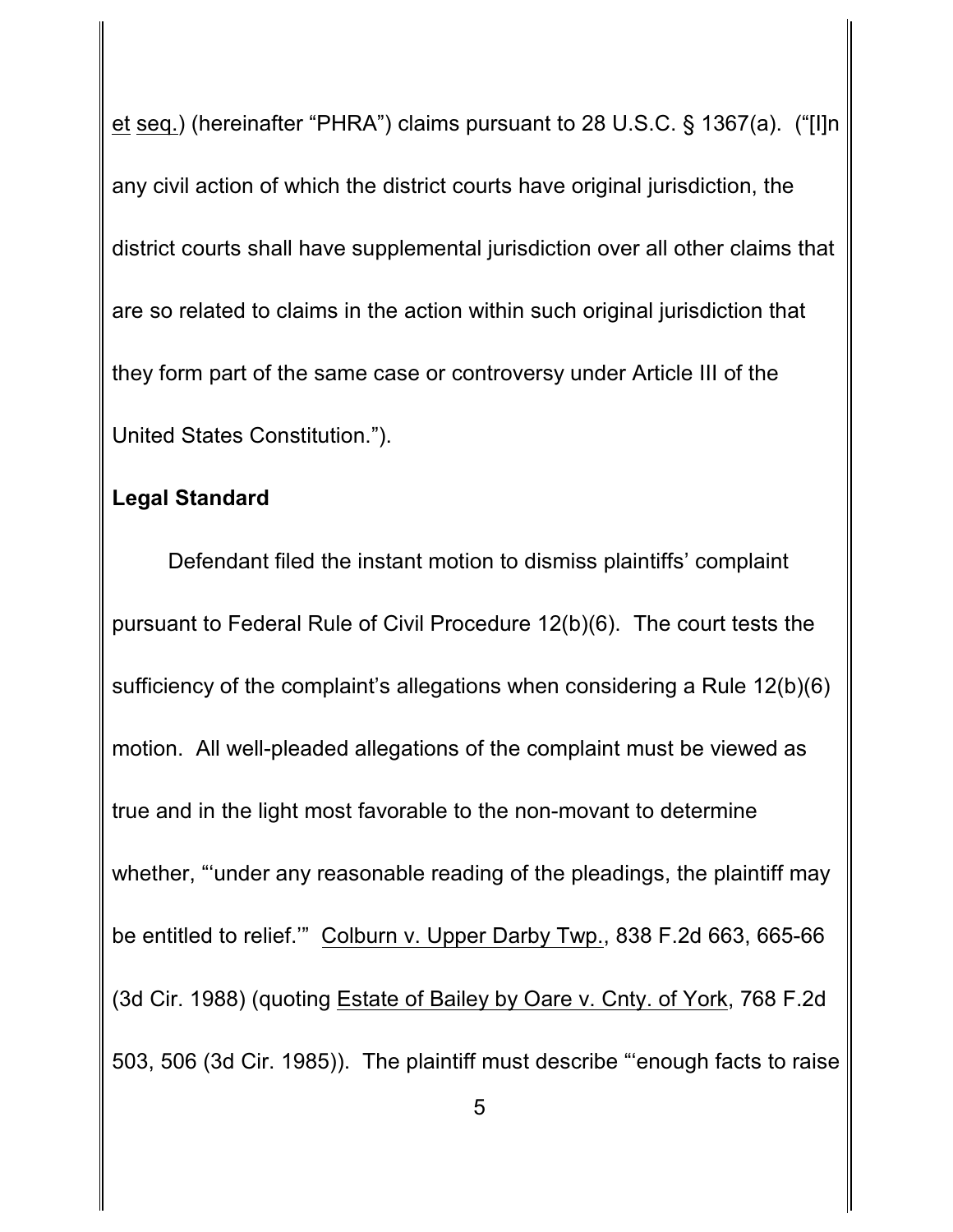et seq.) (hereinafter "PHRA") claims pursuant to 28 U.S.C. § 1367(a). ("[I]n any civil action of which the district courts have original jurisdiction, the district courts shall have supplemental jurisdiction over all other claims that are so related to claims in the action within such original jurisdiction that they form part of the same case or controversy under Article III of the United States Constitution.").

**Legal Standard**

Defendant filed the instant motion to dismiss plaintiffs' complaint pursuant to Federal Rule of Civil Procedure 12(b)(6). The court tests the sufficiency of the complaint's allegations when considering a Rule 12(b)(6) motion. All well-pleaded allegations of the complaint must be viewed as true and in the light most favorable to the non-movant to determine whether, "'under any reasonable reading of the pleadings, the plaintiff may be entitled to relief.'" Colburn v. Upper Darby Twp., 838 F.2d 663, 665-66 (3d Cir. 1988) (quoting Estate of Bailey by Oare v. Cnty. of York, 768 F.2d 503, 506 (3d Cir. 1985)). The plaintiff must describe "'enough facts to raise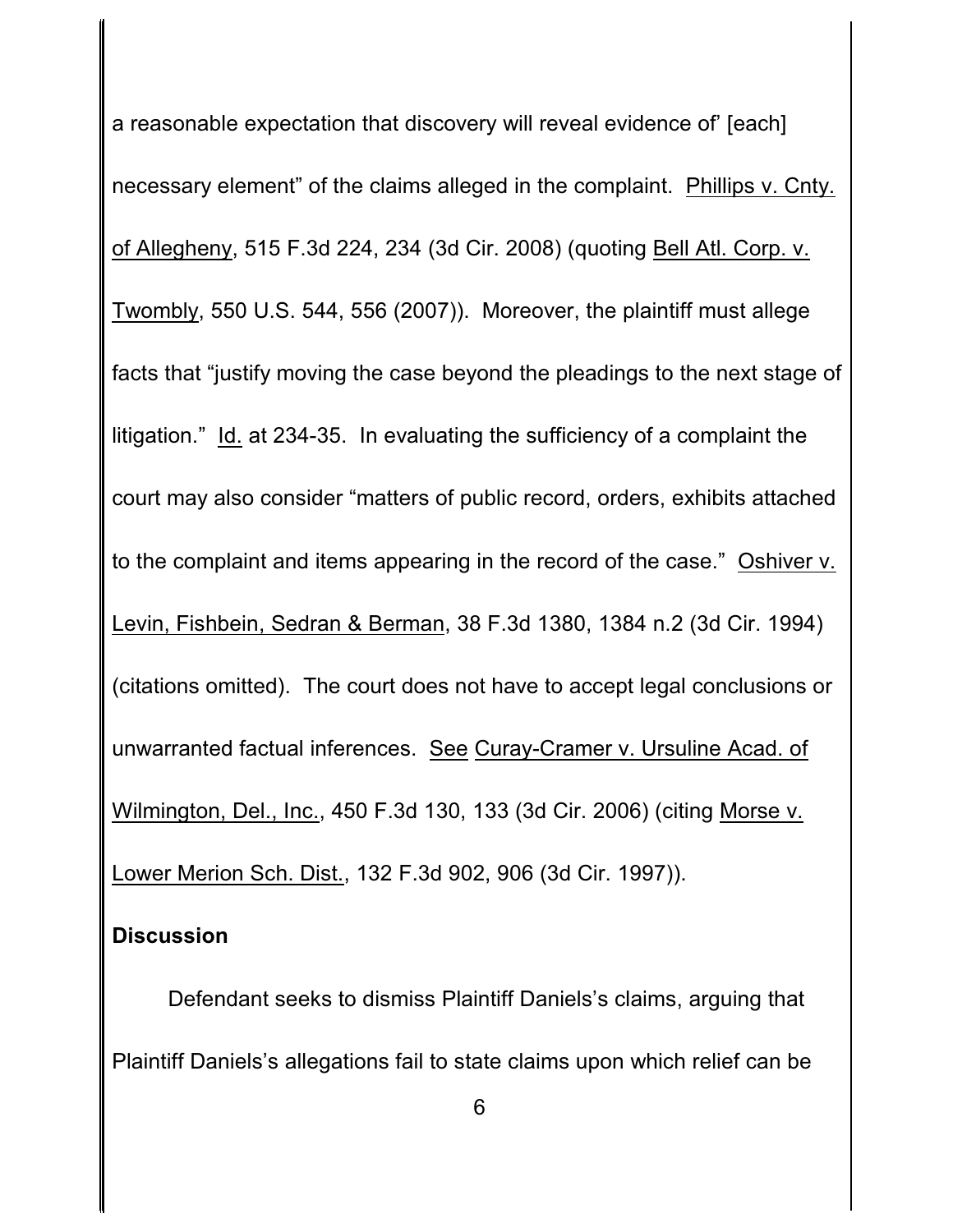a reasonable expectation that discovery will reveal evidence of' [each] necessary element" of the claims alleged in the complaint. Phillips v. Cnty. of Allegheny, 515 F.3d 224, 234 (3d Cir. 2008) (quoting Bell Atl. Corp. v. Twombly, 550 U.S. 544, 556 (2007)). Moreover, the plaintiff must allege facts that "justify moving the case beyond the pleadings to the next stage of litigation." Id. at 234-35. In evaluating the sufficiency of a complaint the court may also consider "matters of public record, orders, exhibits attached to the complaint and items appearing in the record of the case." Oshiver v. Levin, Fishbein, Sedran & Berman, 38 F.3d 1380, 1384 n.2 (3d Cir. 1994) (citations omitted). The court does not have to accept legal conclusions or unwarranted factual inferences. See Curay-Cramer v. Ursuline Acad. of Wilmington, Del., Inc., 450 F.3d 130, 133 (3d Cir. 2006) (citing Morse v. Lower Merion Sch. Dist., 132 F.3d 902, 906 (3d Cir. 1997)).

**Discussion**

Defendant seeks to dismiss Plaintiff Daniels's claims, arguing that Plaintiff Daniels's allegations fail to state claims upon which relief can be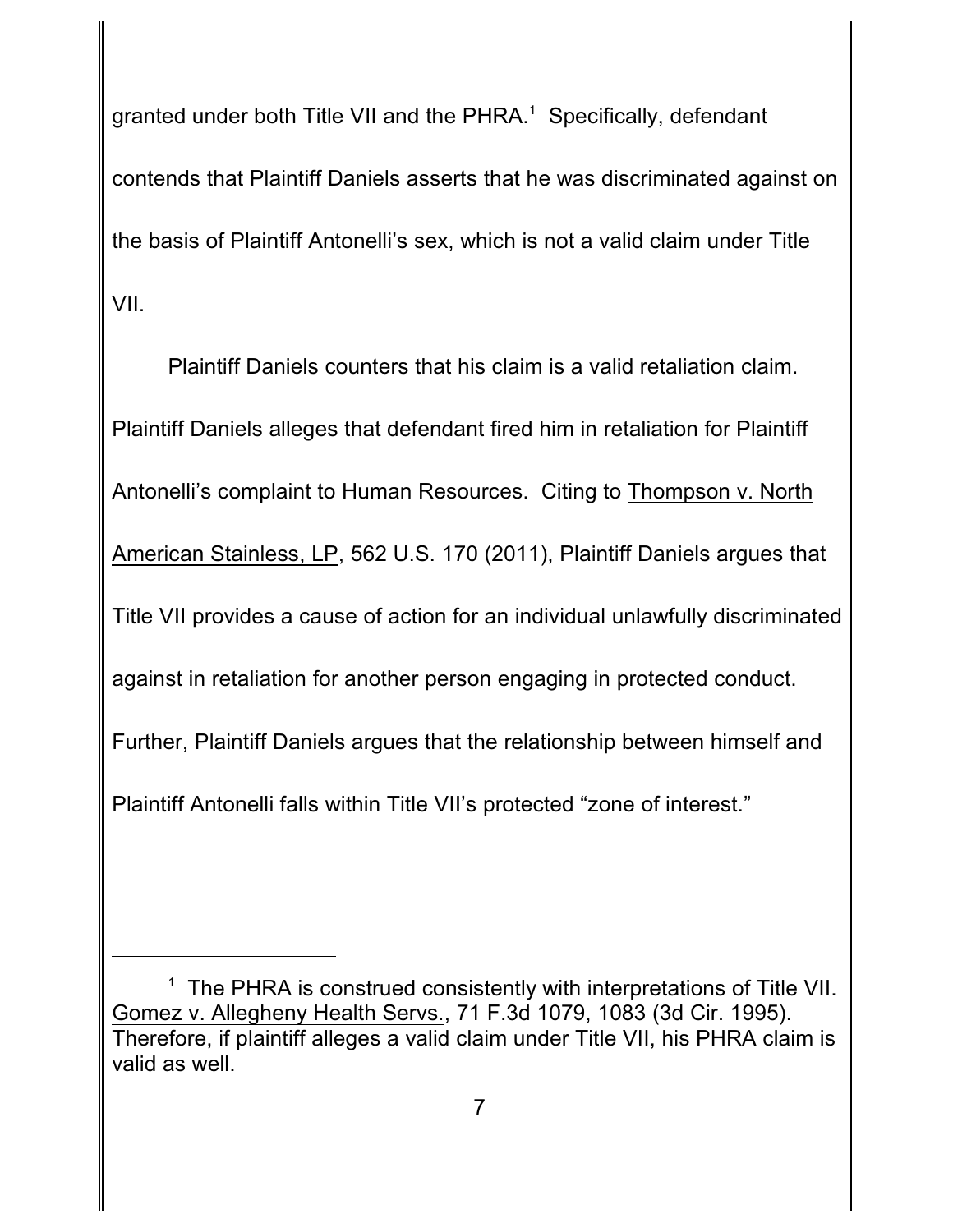granted under both Title VII and the PHRA.[1] Specifically, defendant contends that Plaintiff Daniels asserts that he was discriminated against on the basis of Plaintiff Antonelli's sex, which is not a valid claim under Title VII.

Plaintiff Daniels counters that his claim is a valid retaliation claim. Plaintiff Daniels alleges that defendant fired him in retaliation for Plaintiff Antonelli's complaint to Human Resources. Citing to Thompson v. North American Stainless, LP, 562 U.S. 170 (2011), Plaintiff Daniels argues that Title VII provides a cause of action for an individual unlawfully discriminated against in retaliation for another person engaging in protected conduct. Further, Plaintiff Daniels argues that the relationship between himself and Plaintiff Antonelli falls within Title VII's protected "zone of interest."

---

[1] The PHRA is construed consistently with interpretations of Title VII. Gomez v. Allegheny Health Servs., 71 F.3d 1079, 1083 (3d Cir. 1995). Therefore, if plaintiff alleges a valid claim under Title VII, his PHRA claim is valid as well.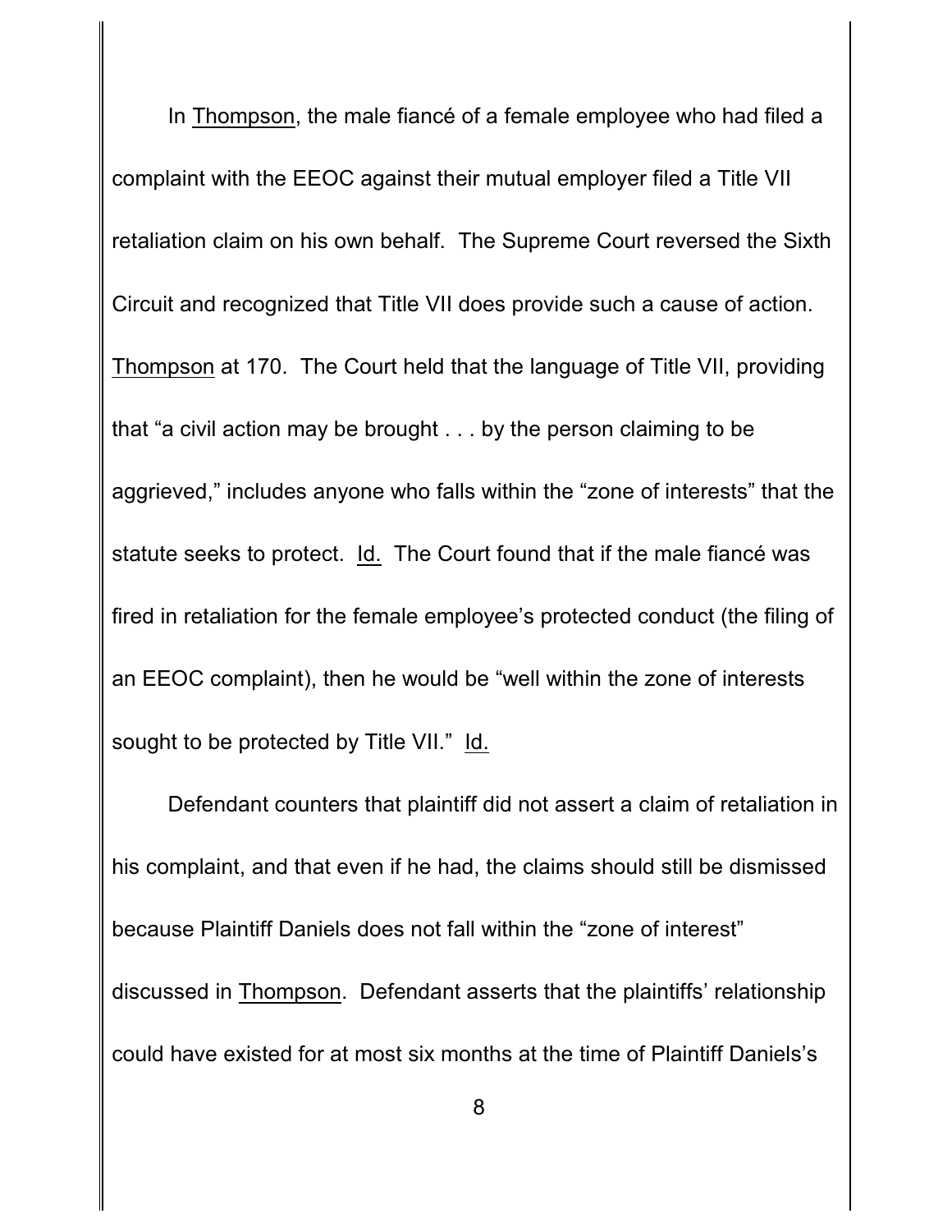In Thompson, the male fiancé of a female employee who had filed a complaint with the EEOC against their mutual employer filed a Title VII retaliation claim on his own behalf. The Supreme Court reversed the Sixth Circuit and recognized that Title VII does provide such a cause of action. Thompson at 170. The Court held that the language of Title VII, providing that "a civil action may be brought . . . by the person claiming to be aggrieved," includes anyone who falls within the "zone of interests" that the statute seeks to protect. Id. The Court found that if the male fiancé was fired in retaliation for the female employee's protected conduct (the filing of an EEOC complaint), then he would be "well within the zone of interests sought to be protected by Title VII." Id.

Defendant counters that plaintiff did not assert a claim of retaliation in his complaint, and that even if he had, the claims should still be dismissed because Plaintiff Daniels does not fall within the "zone of interest" discussed in Thompson. Defendant asserts that the plaintiffs' relationship could have existed for at most six months at the time of Plaintiff Daniels's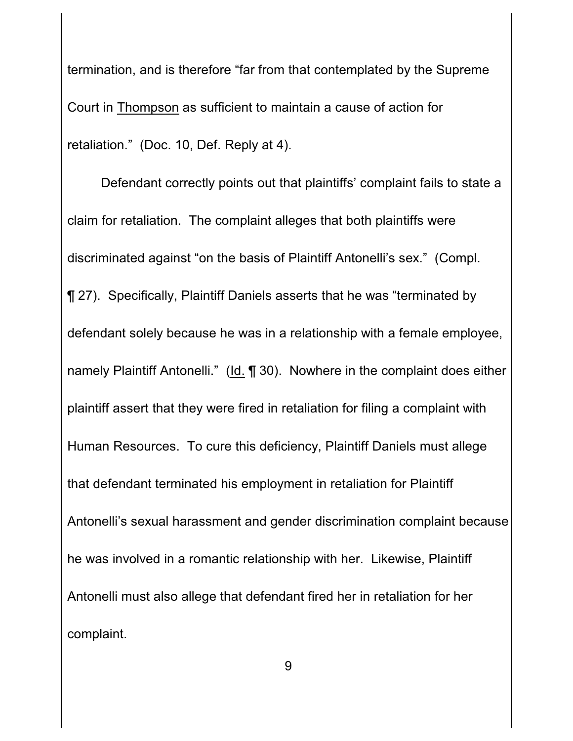termination, and is therefore "far from that contemplated by the Supreme Court in Thompson as sufficient to maintain a cause of action for retaliation." (Doc. 10, Def. Reply at 4).

Defendant correctly points out that plaintiffs' complaint fails to state a claim for retaliation. The complaint alleges that both plaintiffs were discriminated against "on the basis of Plaintiff Antonelli's sex." (Compl. ¶ 27). Specifically, Plaintiff Daniels asserts that he was "terminated by defendant solely because he was in a relationship with a female employee, namely Plaintiff Antonelli." (Id. ¶ 30). Nowhere in the complaint does either plaintiff assert that they were fired in retaliation for filing a complaint with Human Resources. To cure this deficiency, Plaintiff Daniels must allege that defendant terminated his employment in retaliation for Plaintiff Antonelli's sexual harassment and gender discrimination complaint because he was involved in a romantic relationship with her. Likewise, Plaintiff Antonelli must also allege that defendant fired her in retaliation for her complaint.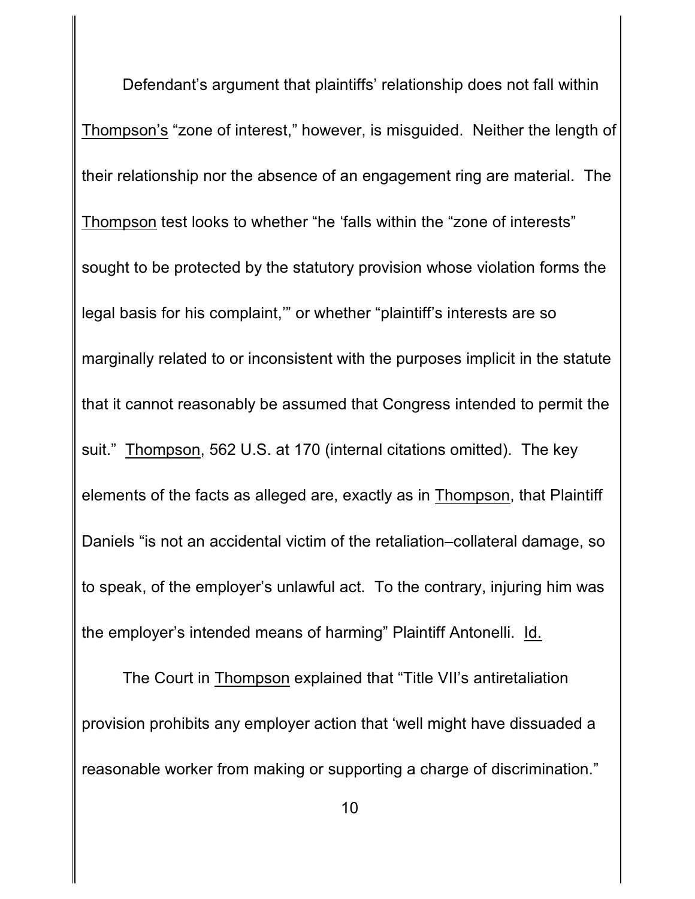Defendant's argument that plaintiffs' relationship does not fall within Thompson's "zone of interest," however, is misguided. Neither the length of their relationship nor the absence of an engagement ring are material. The Thompson test looks to whether "he 'falls within the "zone of interests" sought to be protected by the statutory provision whose violation forms the legal basis for his complaint,'" or whether "plaintiff's interests are so marginally related to or inconsistent with the purposes implicit in the statute that it cannot reasonably be assumed that Congress intended to permit the suit." Thompson, 562 U.S. at 170 (internal citations omitted). The key elements of the facts as alleged are, exactly as in Thompson, that Plaintiff Daniels "is not an accidental victim of the retaliation–collateral damage, so to speak, of the employer's unlawful act. To the contrary, injuring him was the employer's intended means of harming" Plaintiff Antonelli. Id.

The Court in Thompson explained that "Title VII's antiretaliation provision prohibits any employer action that 'well might have dissuaded a reasonable worker from making or supporting a charge of discrimination."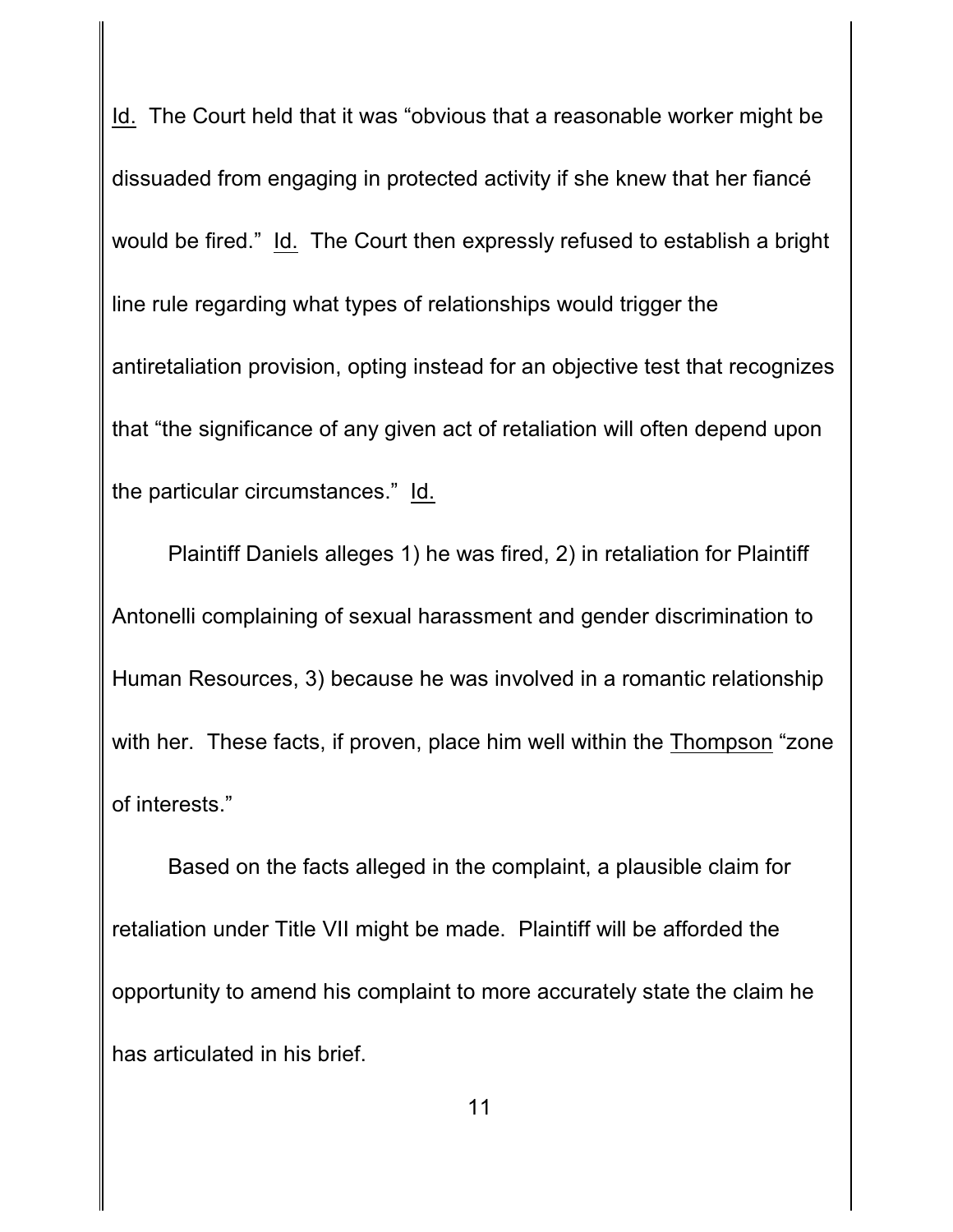Id. The Court held that it was "obvious that a reasonable worker might be dissuaded from engaging in protected activity if she knew that her fiancé would be fired." Id. The Court then expressly refused to establish a bright line rule regarding what types of relationships would trigger the antiretaliation provision, opting instead for an objective test that recognizes that "the significance of any given act of retaliation will often depend upon the particular circumstances." Id.

Plaintiff Daniels alleges 1) he was fired, 2) in retaliation for Plaintiff Antonelli complaining of sexual harassment and gender discrimination to Human Resources, 3) because he was involved in a romantic relationship with her. These facts, if proven, place him well within the Thompson "zone of interests."

Based on the facts alleged in the complaint, a plausible claim for retaliation under Title VII might be made. Plaintiff will be afforded the opportunity to amend his complaint to more accurately state the claim he has articulated in his brief.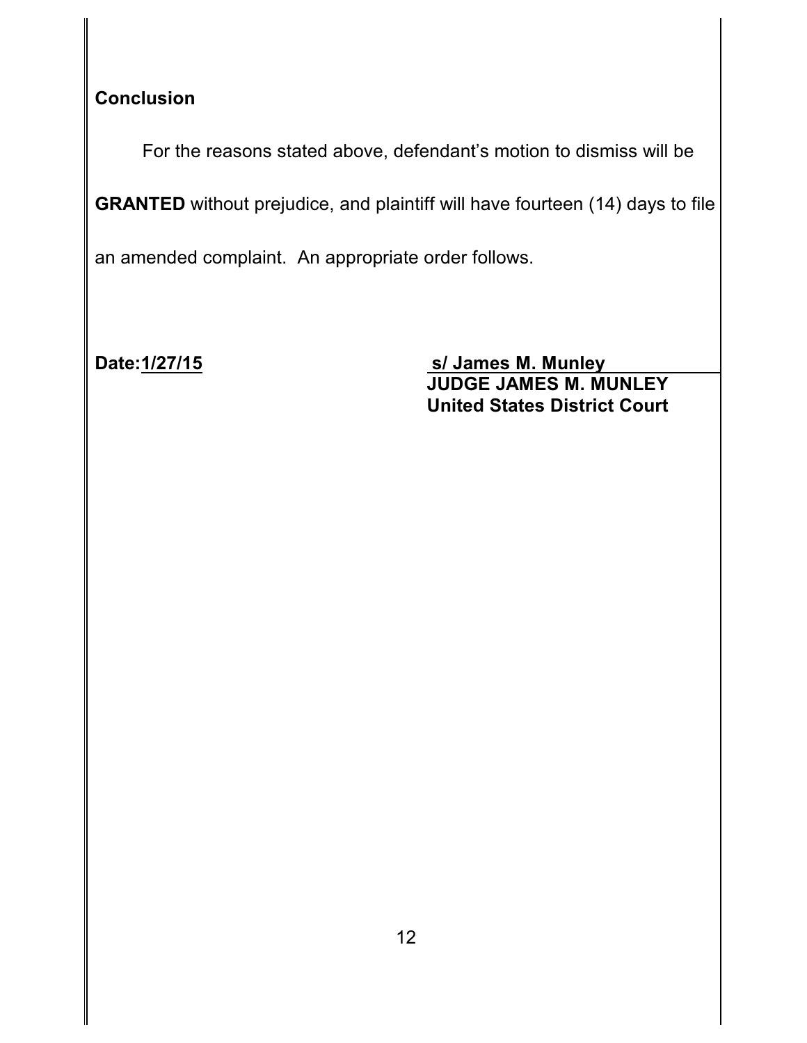**Conclusion**

For the reasons stated above, defendant's motion to dismiss will be **GRANTED** without prejudice, and plaintiff will have fourteen (14) days to file an amended complaint. An appropriate order follows.

**Date:1/27/15**

**s/ James M. Munley**
**JUDGE JAMES M. MUNLEY**
**United States District Court**